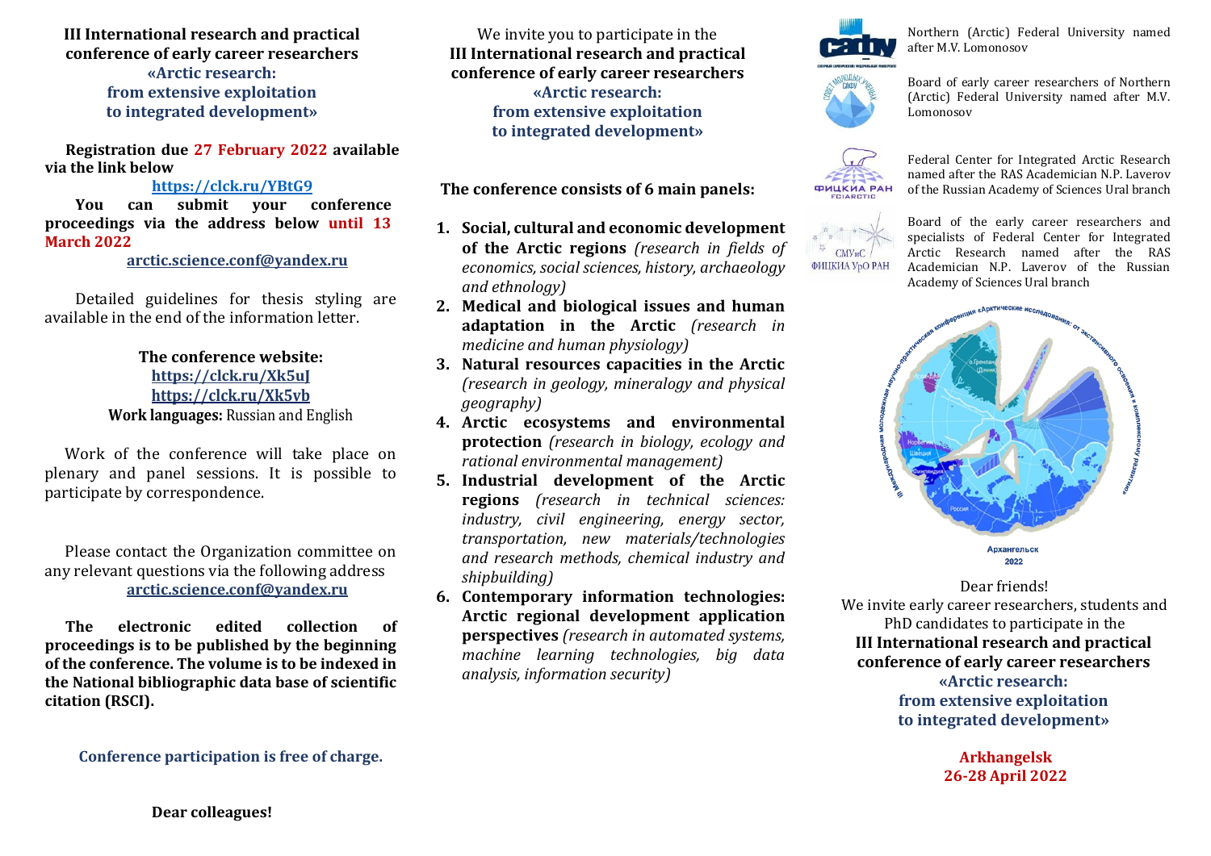**III International research and practical conference of early career researchers**
**«Arctic research: from extensive exploitation to integrated development»**

**Registration due 27 February 2022 available via the link below**

**https://clck.ru/YBtG9**

**You can submit your conference proceedings via the address below until 13 March 2022**

**arctic.science.conf@yandex.ru**

Detailed guidelines for thesis styling are available in the end of the information letter.

**The conference website:**
**https://clck.ru/Xk5uJ**
**https://clck.ru/Xk5vb**
**Work languages:** Russian and English

Work of the conference will take place on plenary and panel sessions. It is possible to participate by correspondence.

Please contact the Organization committee on any relevant questions via the following address **arctic.science.conf@yandex.ru**

**The electronic edited collection of proceedings is to be published by the beginning of the conference. The volume is to be indexed in the National bibliographic data base of scientific citation (RSCI).**

**Conference participation is free of charge.**

**Dear colleagues!**

We invite you to participate in the **III International research and practical conference of early career researchers «Arctic research: from extensive exploitation to integrated development»**

**The conference consists of 6 main panels:**

1. **Social, cultural and economic development of the Arctic regions** *(research in fields of economics, social sciences, history, archaeology and ethnology)*
2. **Medical and biological issues and human adaptation in the Arctic** *(research in medicine and human physiology)*
3. **Natural resources capacities in the Arctic** *(research in geology, mineralogy and physical geography)*
4. **Arctic ecosystems and environmental protection** *(research in biology, ecology and rational environmental management)*
5. **Industrial development of the Arctic regions** *(research in technical sciences: industry, civil engineering, energy sector, transportation, new materials/technologies and research methods, chemical industry and shipbuilding)*
6. **Contemporary information technologies: Arctic regional development application perspectives** *(research in automated systems, machine learning technologies, big data analysis, information security)*

Northern (Arctic) Federal University named after M.V. Lomonosov

Board of early career researchers of Northern (Arctic) Federal University named after M.V. Lomonosov

Federal Center for Integrated Arctic Research named after the RAS Academician N.P. Laverov of the Russian Academy of Sciences Ural branch

Board of the early career researchers and specialists of Federal Center for Integrated Arctic Research named after the RAS Academician N.P. Laverov of the Russian Academy of Sciences Ural branch

Dear friends!
We invite early career researchers, students and PhD candidates to participate in the **III International research and practical conference of early career researchers «Arctic research: from extensive exploitation to integrated development»**

**Arkhangelsk**
**26-28 April 2022**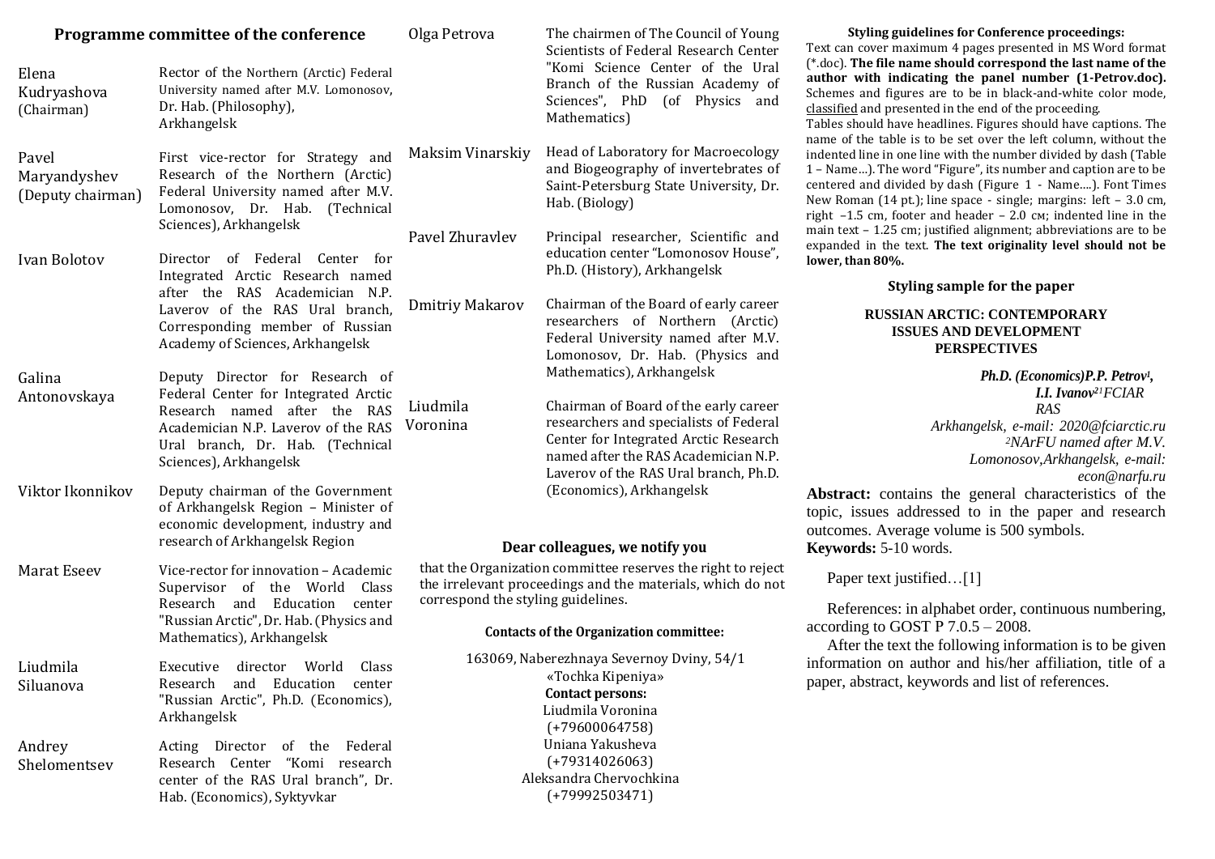## Programme committee of the conference

| | |
|---|---|
| Elena Kudryashova (Chairman) | Rector of the Northern (Arctic) Federal University named after M.V. Lomonosov, Dr. Hab. (Philosophy), Arkhangelsk |
| Pavel Maryandyshev (Deputy chairman) | First vice-rector for Strategy and Research of the Northern (Arctic) Federal University named after M.V. Lomonosov, Dr. Hab. (Technical Sciences), Arkhangelsk |
| Ivan Bolotov | Director of Federal Center for Integrated Arctic Research named after the RAS Academician N.P. Laverov of the RAS Ural branch, Corresponding member of Russian Academy of Sciences, Arkhangelsk |
| Galina Antonovskaya | Deputy Director for Research of Federal Center for Integrated Arctic Research named after the RAS Academician N.P. Laverov of the RAS Ural branch, Dr. Hab. (Technical Sciences), Arkhangelsk |
| Viktor Ikonnikov | Deputy chairman of the Government of Arkhangelsk Region – Minister of economic development, industry and research of Arkhangelsk Region |
| Marat Eseev | Vice-rector for innovation – Academic Supervisor of the World Class Research and Education center "Russian Arctic", Dr. Hab. (Physics and Mathematics), Arkhangelsk |
| Liudmila Siluanova | Executive director World Class Research and Education center "Russian Arctic", Ph.D. (Economics), Arkhangelsk |
| Andrey Shelomentsev | Acting Director of the Federal Research Center "Komi research center of the RAS Ural branch", Dr. Hab. (Economics), Syktyvkar |
| Olga Petrova | The chairmen of The Council of Young Scientists of Federal Research Center "Komi Science Center of the Ural Branch of the Russian Academy of Sciences", PhD (of Physics and Mathematics) |
| Maksim Vinarskiy | Head of Laboratory for Macroecology and Biogeography of invertebrates of Saint-Petersburg State University, Dr. Hab. (Biology) |
| Pavel Zhuravlev | Principal researcher, Scientific and education center "Lomonosov House", Ph.D. (History), Arkhangelsk |
| Dmitriy Makarov | Chairman of the Board of early career researchers of Northern (Arctic) Federal University named after M.V. Lomonosov, Dr. Hab. (Physics and Mathematics), Arkhangelsk |
| Liudmila Voronina | Chairman of Board of the early career researchers and specialists of Federal Center for Integrated Arctic Research named after the RAS Academician N.P. Laverov of the RAS Ural branch, Ph.D. (Economics), Arkhangelsk |

### Dear colleagues, we notify you

that the Organization committee reserves the right to reject the irrelevant proceedings and the materials, which do not correspond the styling guidelines.

**Contacts of the Organization committee:**

163069, Naberezhnaya Severnoy Dviny, 54/1
«Tochka Kipeniya»
**Contact persons:**
Liudmila Voronina
(+79600064758)
Uniana Yakusheva
(+79314026063)
Aleksandra Chervochkina
(+79992503471)

### Styling guidelines for Conference proceedings:

Text can cover maximum 4 pages presented in MS Word format (*.doc). **The file name should correspond the last name of the author with indicating the panel number (1-Petrov.doc).** Schemes and figures are to be in black-and-white color mode, classified and presented in the end of the proceeding.
Tables should have headlines. Figures should have captions. The name of the table is to be set over the left column, without the indented line in one line with the number divided by dash (Table 1 – Name…). The word "Figure", its number and caption are to be centered and divided by dash (Figure 1 - Name….). Font Times New Roman (14 pt.); line space - single; margins: left – 3.0 cm, right –1.5 cm, footer and header – 2.0 см; indented line in the main text – 1.25 cm; justified alignment; abbreviations are to be expanded in the text. **The text originality level should not be lower, than 80%.**

### Styling sample for the paper

**RUSSIAN ARCTIC: CONTEMPORARY ISSUES AND DEVELOPMENT PERSPECTIVES**

***Ph.D. (Economics)P.P. Petrov[1], I.I. Ivanov[2]***
*[1]FCIAR RAS Arkhangelsk, e-mail: 2020@fciarctic.ru*
*[2]NArFU named after M.V. Lomonosov,Arkhangelsk, e-mail: econ@narfu.ru*

**Abstract:** contains the general characteristics of the topic, issues addressed to in the paper and research outcomes. Average volume is 500 symbols.
**Keywords:** 5-10 words.

Paper text justified…[1]

References: in alphabet order, continuous numbering, according to GOST P 7.0.5 – 2008.

After the text the following information is to be given information on author and his/her affiliation, title of a paper, abstract, keywords and list of references.